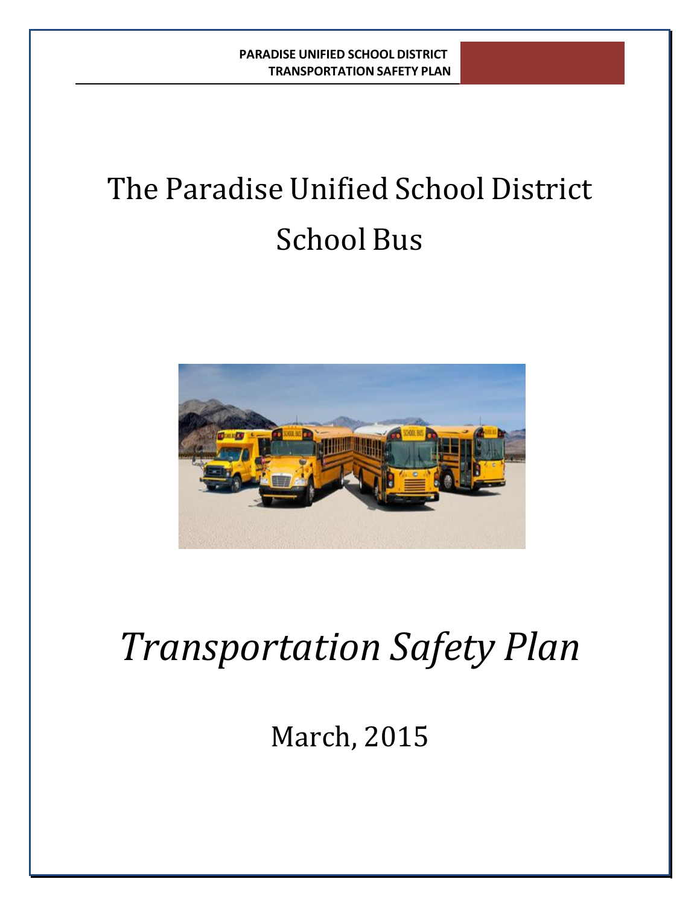# The Paradise Unified School District

# School Bus

# *Transportation Safety Plan*

March, 2015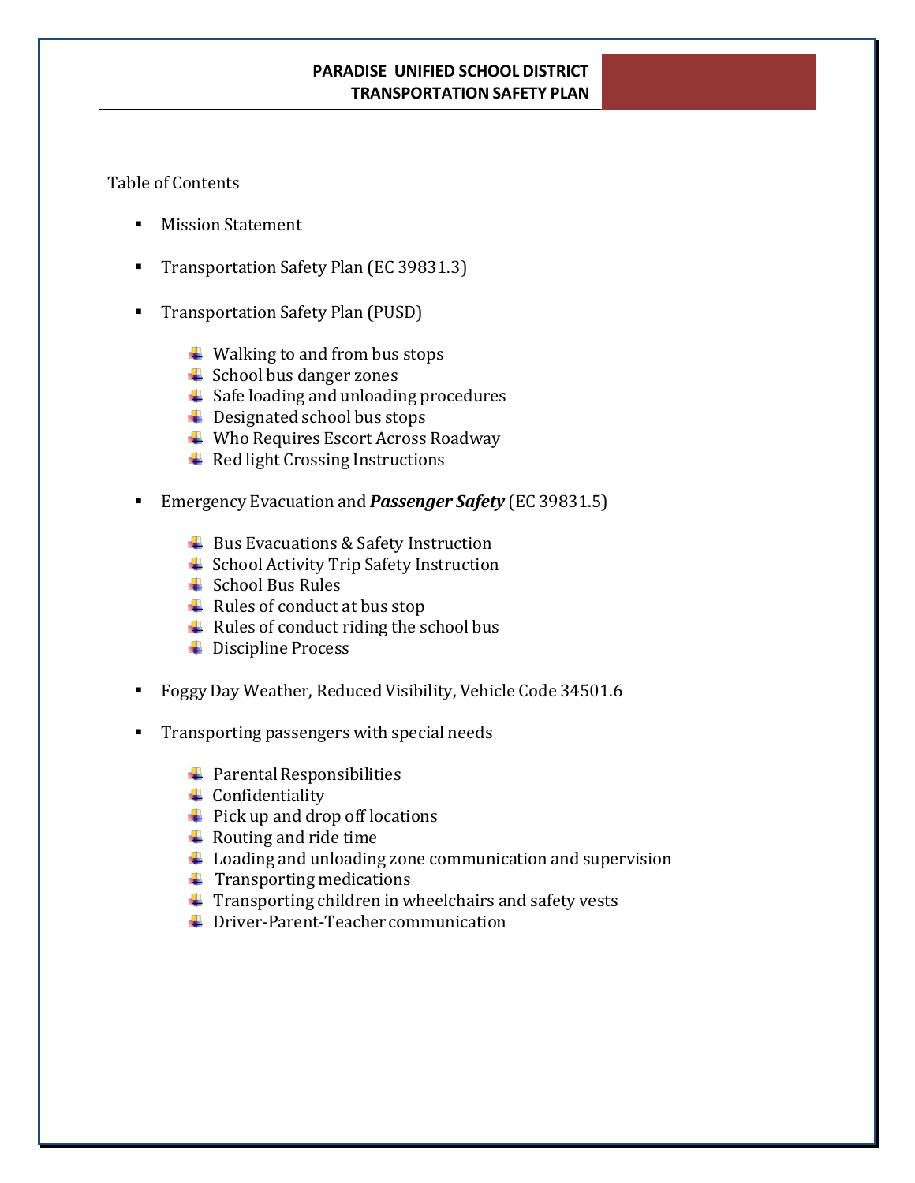Table of Contents

- Mission Statement
- Transportation Safety Plan (EC 39831.3)
- Transportation Safety Plan (PUSD)
  - Walking to and from bus stops
  - School bus danger zones
  - Safe loading and unloading procedures
  - Designated school bus stops
  - Who Requires Escort Across Roadway
  - Red light Crossing Instructions
- Emergency Evacuation and ***Passenger Safety*** (EC 39831.5)
  - Bus Evacuations & Safety Instruction
  - School Activity Trip Safety Instruction
  - School Bus Rules
  - Rules of conduct at bus stop
  - Rules of conduct riding the school bus
  - Discipline Process
- Foggy Day Weather, Reduced Visibility, Vehicle Code 34501.6
- Transporting passengers with special needs
  - Parental Responsibilities
  - Confidentiality
  - Pick up and drop off locations
  - Routing and ride time
  - Loading and unloading zone communication and supervision
  - Transporting medications
  - Transporting children in wheelchairs and safety vests
  - Driver-Parent-Teacher communication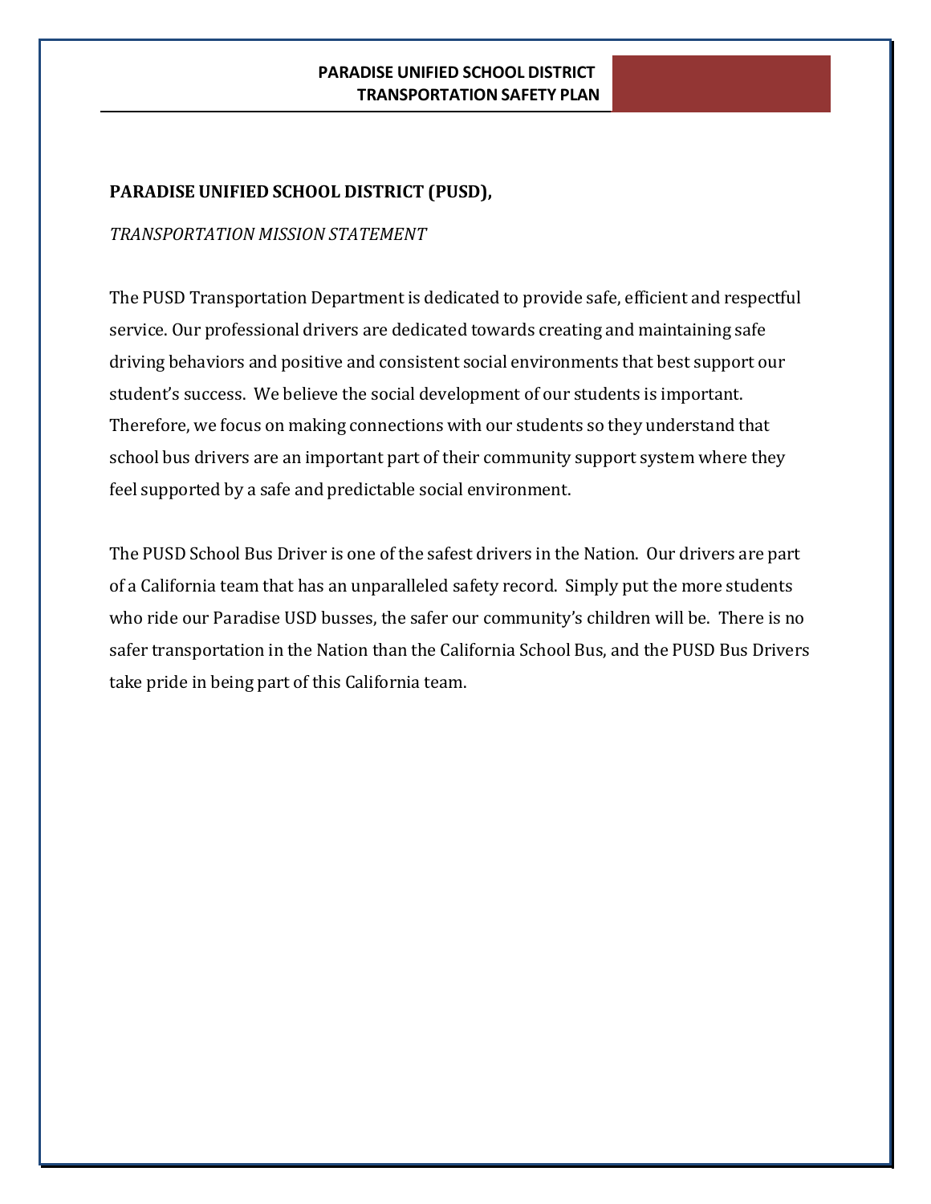**PARADISE UNIFIED SCHOOL DISTRICT (PUSD),**

*TRANSPORTATION MISSION STATEMENT*

The PUSD Transportation Department is dedicated to provide safe, efficient and respectful service. Our professional drivers are dedicated towards creating and maintaining safe driving behaviors and positive and consistent social environments that best support our student's success. We believe the social development of our students is important. Therefore, we focus on making connections with our students so they understand that school bus drivers are an important part of their community support system where they feel supported by a safe and predictable social environment.

The PUSD School Bus Driver is one of the safest drivers in the Nation. Our drivers are part of a California team that has an unparalleled safety record. Simply put the more students who ride our Paradise USD busses, the safer our community's children will be. There is no safer transportation in the Nation than the California School Bus, and the PUSD Bus Drivers take pride in being part of this California team.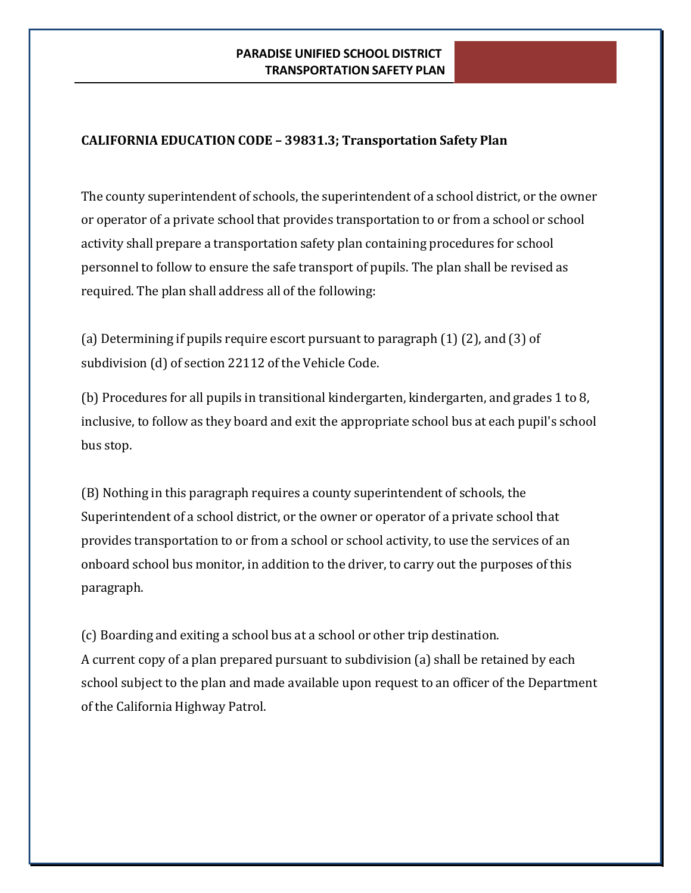**CALIFORNIA EDUCATION CODE – 39831.3; Transportation Safety Plan**

The county superintendent of schools, the superintendent of a school district, or the owner or operator of a private school that provides transportation to or from a school or school activity shall prepare a transportation safety plan containing procedures for school personnel to follow to ensure the safe transport of pupils. The plan shall be revised as required. The plan shall address all of the following:

(a) Determining if pupils require escort pursuant to paragraph (1) (2), and (3) of subdivision (d) of section 22112 of the Vehicle Code.

(b) Procedures for all pupils in transitional kindergarten, kindergarten, and grades 1 to 8, inclusive, to follow as they board and exit the appropriate school bus at each pupil's school bus stop.

(B) Nothing in this paragraph requires a county superintendent of schools, the Superintendent of a school district, or the owner or operator of a private school that provides transportation to or from a school or school activity, to use the services of an onboard school bus monitor, in addition to the driver, to carry out the purposes of this paragraph.

(c) Boarding and exiting a school bus at a school or other trip destination.
A current copy of a plan prepared pursuant to subdivision (a) shall be retained by each school subject to the plan and made available upon request to an officer of the Department of the California Highway Patrol.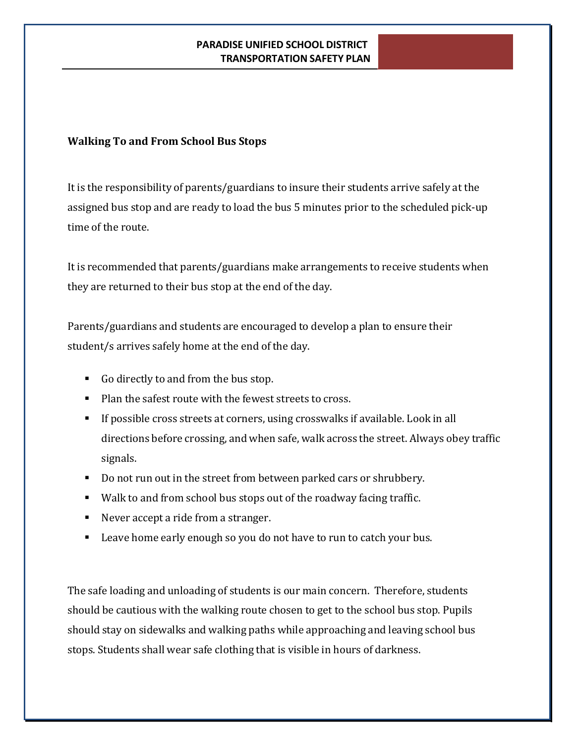**Walking To and From School Bus Stops**

It is the responsibility of parents/guardians to insure their students arrive safely at the assigned bus stop and are ready to load the bus 5 minutes prior to the scheduled pick-up time of the route.

It is recommended that parents/guardians make arrangements to receive students when they are returned to their bus stop at the end of the day.

Parents/guardians and students are encouraged to develop a plan to ensure their student/s arrives safely home at the end of the day.

- Go directly to and from the bus stop.
- Plan the safest route with the fewest streets to cross.
- If possible cross streets at corners, using crosswalks if available. Look in all directions before crossing, and when safe, walk across the street. Always obey traffic signals.
- Do not run out in the street from between parked cars or shrubbery.
- Walk to and from school bus stops out of the roadway facing traffic.
- Never accept a ride from a stranger.
- Leave home early enough so you do not have to run to catch your bus.

The safe loading and unloading of students is our main concern. Therefore, students should be cautious with the walking route chosen to get to the school bus stop. Pupils should stay on sidewalks and walking paths while approaching and leaving school bus stops. Students shall wear safe clothing that is visible in hours of darkness.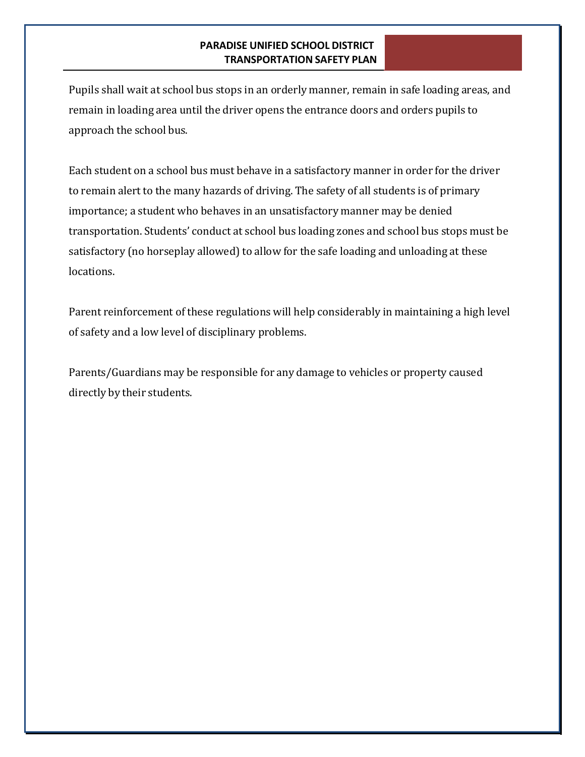Pupils shall wait at school bus stops in an orderly manner, remain in safe loading areas, and remain in loading area until the driver opens the entrance doors and orders pupils to approach the school bus.

Each student on a school bus must behave in a satisfactory manner in order for the driver to remain alert to the many hazards of driving. The safety of all students is of primary importance; a student who behaves in an unsatisfactory manner may be denied transportation. Students' conduct at school bus loading zones and school bus stops must be satisfactory (no horseplay allowed) to allow for the safe loading and unloading at these locations.

Parent reinforcement of these regulations will help considerably in maintaining a high level of safety and a low level of disciplinary problems.

Parents/Guardians may be responsible for any damage to vehicles or property caused directly by their students.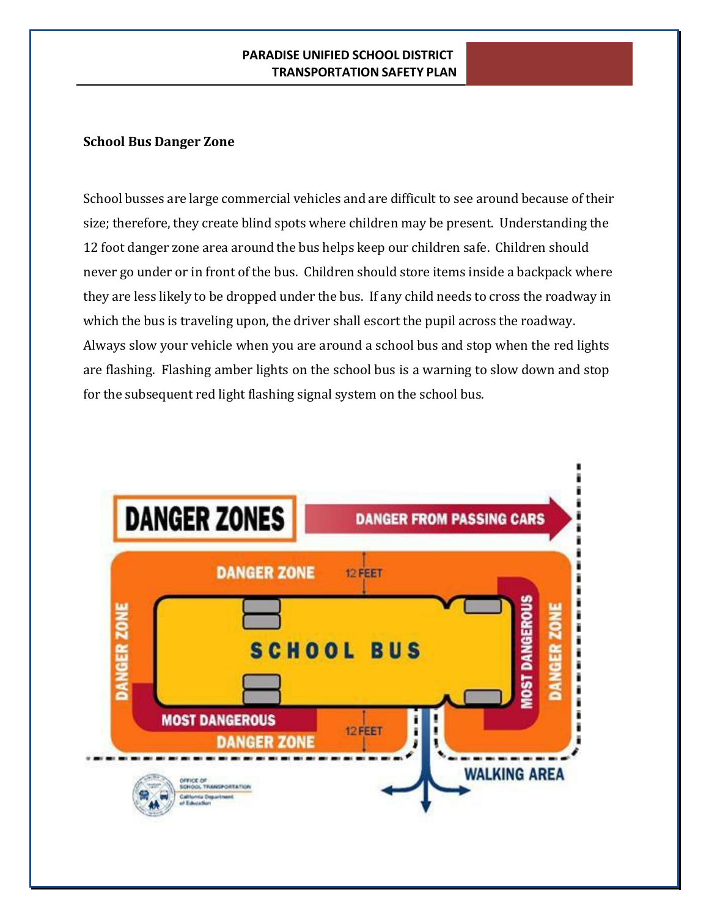**School Bus Danger Zone**

School busses are large commercial vehicles and are difficult to see around because of their size; therefore, they create blind spots where children may be present. Understanding the 12 foot danger zone area around the bus helps keep our children safe. Children should never go under or in front of the bus. Children should store items inside a backpack where they are less likely to be dropped under the bus. If any child needs to cross the roadway in which the bus is traveling upon, the driver shall escort the pupil across the roadway. Always slow your vehicle when you are around a school bus and stop when the red lights are flashing. Flashing amber lights on the school bus is a warning to slow down and stop for the subsequent red light flashing signal system on the school bus.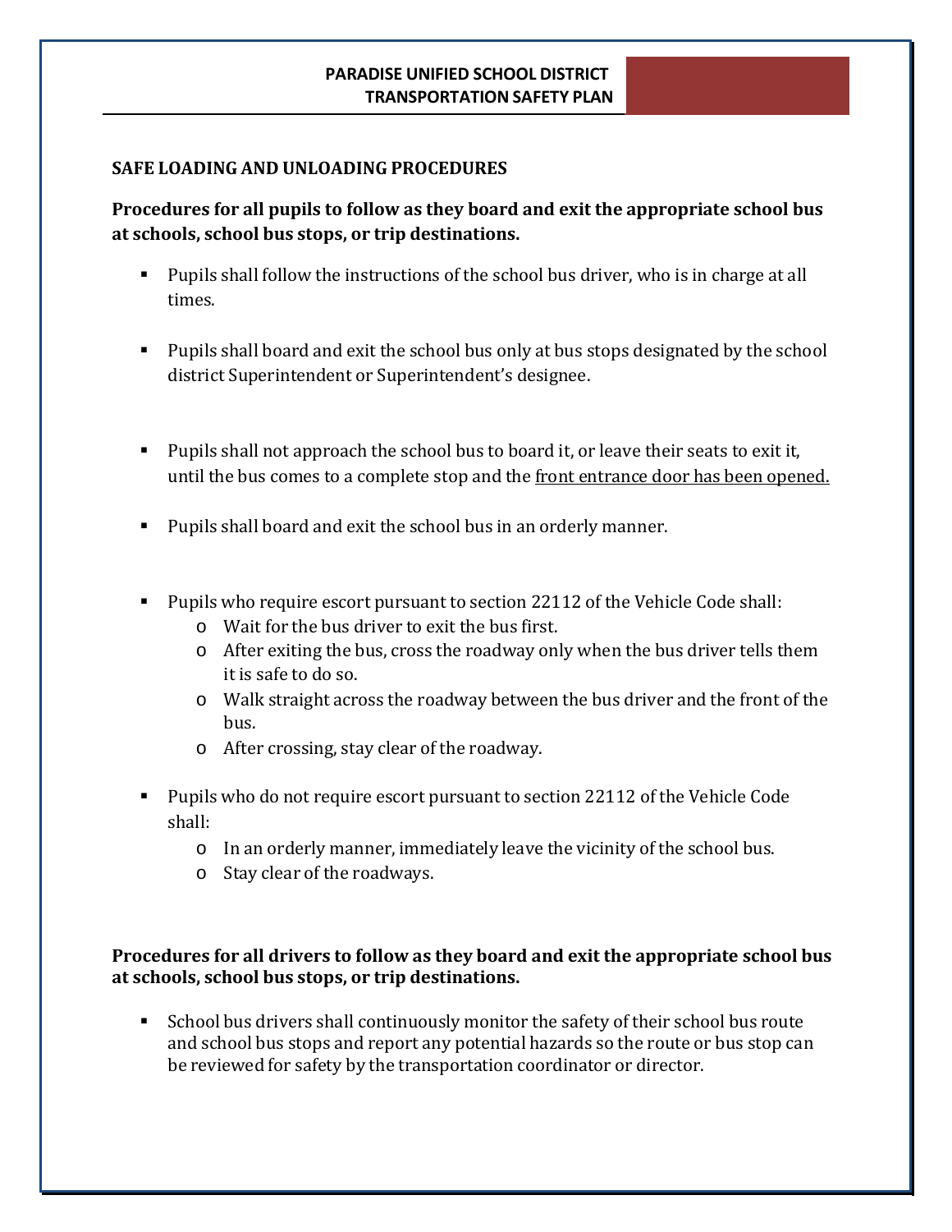## SAFE LOADING AND UNLOADING PROCEDURES

**Procedures for all pupils to follow as they board and exit the appropriate school bus at schools, school bus stops, or trip destinations.**

- Pupils shall follow the instructions of the school bus driver, who is in charge at all times.
- Pupils shall board and exit the school bus only at bus stops designated by the school district Superintendent or Superintendent's designee.
- Pupils shall not approach the school bus to board it, or leave their seats to exit it, until the bus comes to a complete stop and the <u>front entrance door has been opened.</u>
- Pupils shall board and exit the school bus in an orderly manner.
- Pupils who require escort pursuant to section 22112 of the Vehicle Code shall:
  - Wait for the bus driver to exit the bus first.
  - After exiting the bus, cross the roadway only when the bus driver tells them it is safe to do so.
  - Walk straight across the roadway between the bus driver and the front of the bus.
  - After crossing, stay clear of the roadway.
- Pupils who do not require escort pursuant to section 22112 of the Vehicle Code shall:
  - In an orderly manner, immediately leave the vicinity of the school bus.
  - Stay clear of the roadways.

**Procedures for all drivers to follow as they board and exit the appropriate school bus at schools, school bus stops, or trip destinations.**

- School bus drivers shall continuously monitor the safety of their school bus route and school bus stops and report any potential hazards so the route or bus stop can be reviewed for safety by the transportation coordinator or director.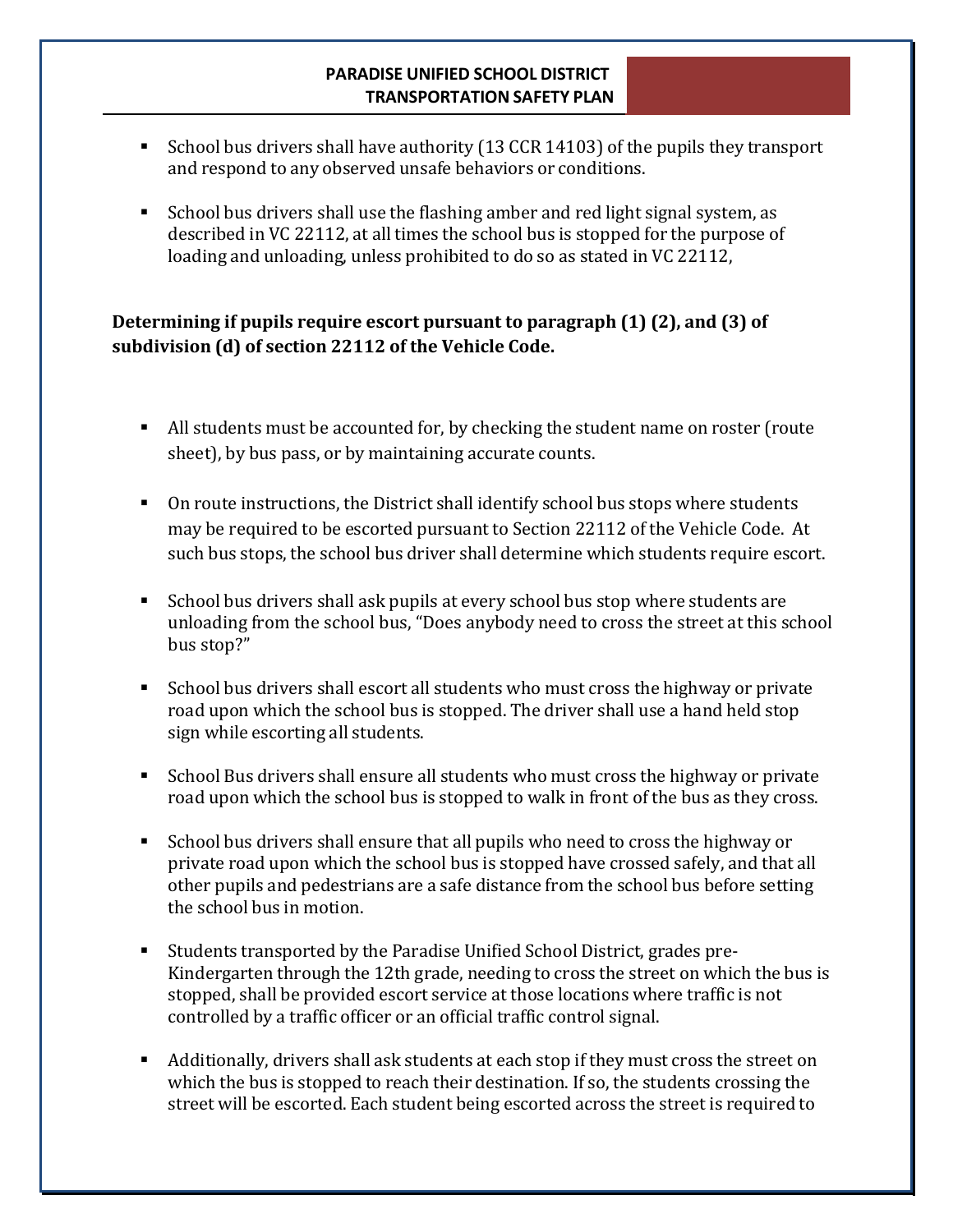- School bus drivers shall have authority (13 CCR 14103) of the pupils they transport and respond to any observed unsafe behaviors or conditions.

- School bus drivers shall use the flashing amber and red light signal system, as described in VC 22112, at all times the school bus is stopped for the purpose of loading and unloading, unless prohibited to do so as stated in VC 22112,

**Determining if pupils require escort pursuant to paragraph (1) (2), and (3) of subdivision (d) of section 22112 of the Vehicle Code.**

- All students must be accounted for, by checking the student name on roster (route sheet), by bus pass, or by maintaining accurate counts.

- On route instructions, the District shall identify school bus stops where students may be required to be escorted pursuant to Section 22112 of the Vehicle Code. At such bus stops, the school bus driver shall determine which students require escort.

- School bus drivers shall ask pupils at every school bus stop where students are unloading from the school bus, "Does anybody need to cross the street at this school bus stop?"

- School bus drivers shall escort all students who must cross the highway or private road upon which the school bus is stopped. The driver shall use a hand held stop sign while escorting all students.

- School Bus drivers shall ensure all students who must cross the highway or private road upon which the school bus is stopped to walk in front of the bus as they cross.

- School bus drivers shall ensure that all pupils who need to cross the highway or private road upon which the school bus is stopped have crossed safely, and that all other pupils and pedestrians are a safe distance from the school bus before setting the school bus in motion.

- Students transported by the Paradise Unified School District, grades pre-Kindergarten through the 12th grade, needing to cross the street on which the bus is stopped, shall be provided escort service at those locations where traffic is not controlled by a traffic officer or an official traffic control signal.

- Additionally, drivers shall ask students at each stop if they must cross the street on which the bus is stopped to reach their destination. If so, the students crossing the street will be escorted. Each student being escorted across the street is required to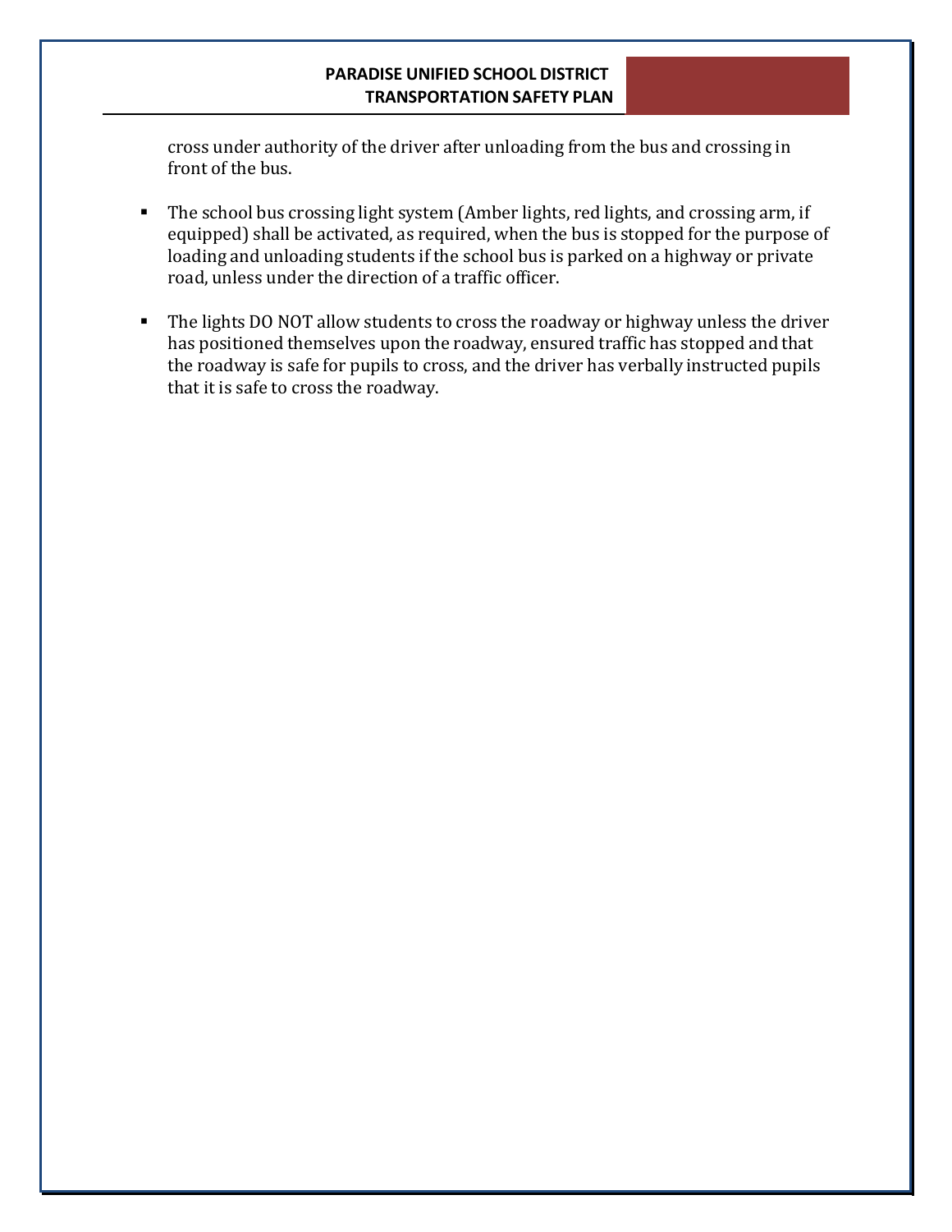cross under authority of the driver after unloading from the bus and crossing in front of the bus.

- The school bus crossing light system (Amber lights, red lights, and crossing arm, if equipped) shall be activated, as required, when the bus is stopped for the purpose of loading and unloading students if the school bus is parked on a highway or private road, unless under the direction of a traffic officer.

- The lights DO NOT allow students to cross the roadway or highway unless the driver has positioned themselves upon the roadway, ensured traffic has stopped and that the roadway is safe for pupils to cross, and the driver has verbally instructed pupils that it is safe to cross the roadway.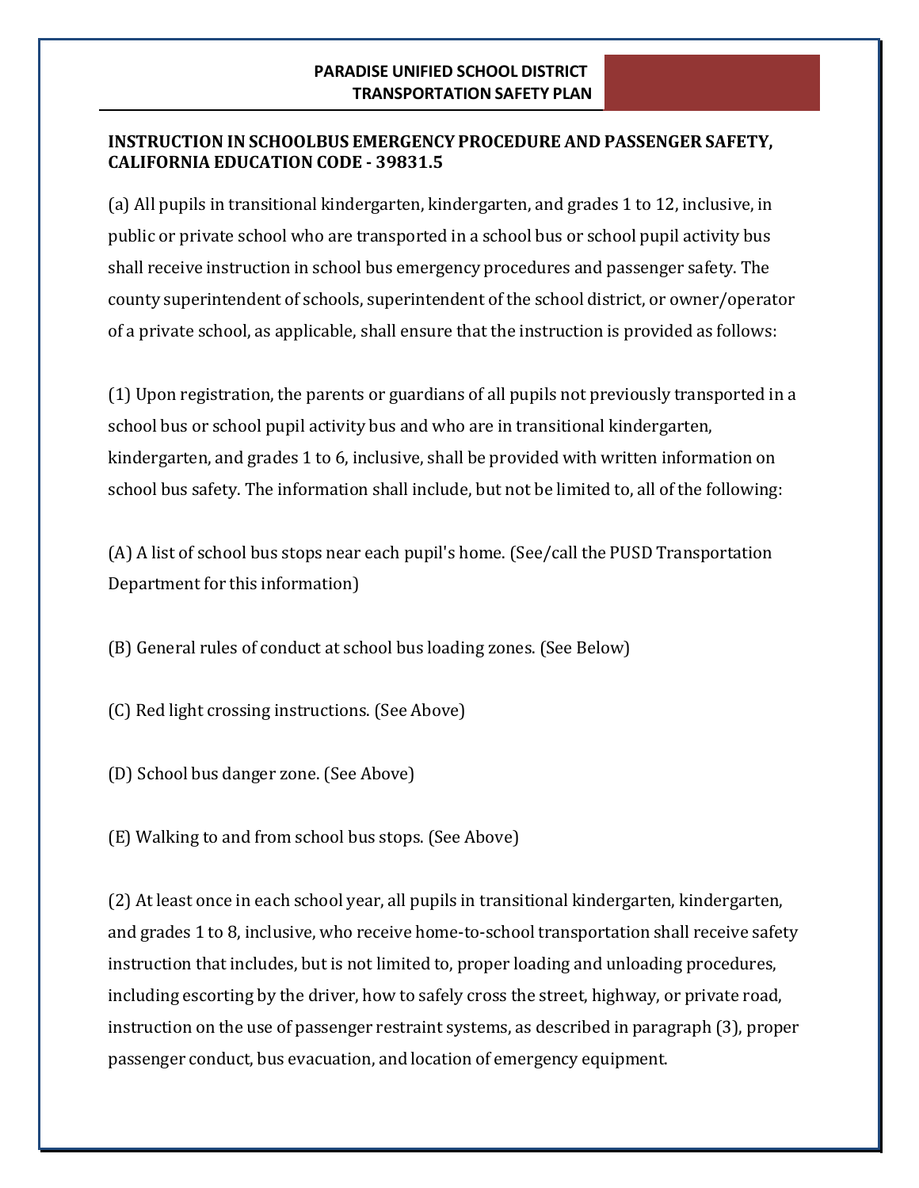**INSTRUCTION IN SCHOOLBUS EMERGENCY PROCEDURE AND PASSENGER SAFETY, CALIFORNIA EDUCATION CODE - 39831.5**

(a) All pupils in transitional kindergarten, kindergarten, and grades 1 to 12, inclusive, in public or private school who are transported in a school bus or school pupil activity bus shall receive instruction in school bus emergency procedures and passenger safety. The county superintendent of schools, superintendent of the school district, or owner/operator of a private school, as applicable, shall ensure that the instruction is provided as follows:

(1) Upon registration, the parents or guardians of all pupils not previously transported in a school bus or school pupil activity bus and who are in transitional kindergarten, kindergarten, and grades 1 to 6, inclusive, shall be provided with written information on school bus safety. The information shall include, but not be limited to, all of the following:

(A) A list of school bus stops near each pupil's home. (See/call the PUSD Transportation Department for this information)

(B) General rules of conduct at school bus loading zones. (See Below)

(C) Red light crossing instructions. (See Above)

(D) School bus danger zone. (See Above)

(E) Walking to and from school bus stops. (See Above)

(2) At least once in each school year, all pupils in transitional kindergarten, kindergarten, and grades 1 to 8, inclusive, who receive home-to-school transportation shall receive safety instruction that includes, but is not limited to, proper loading and unloading procedures, including escorting by the driver, how to safely cross the street, highway, or private road, instruction on the use of passenger restraint systems, as described in paragraph (3), proper passenger conduct, bus evacuation, and location of emergency equipment.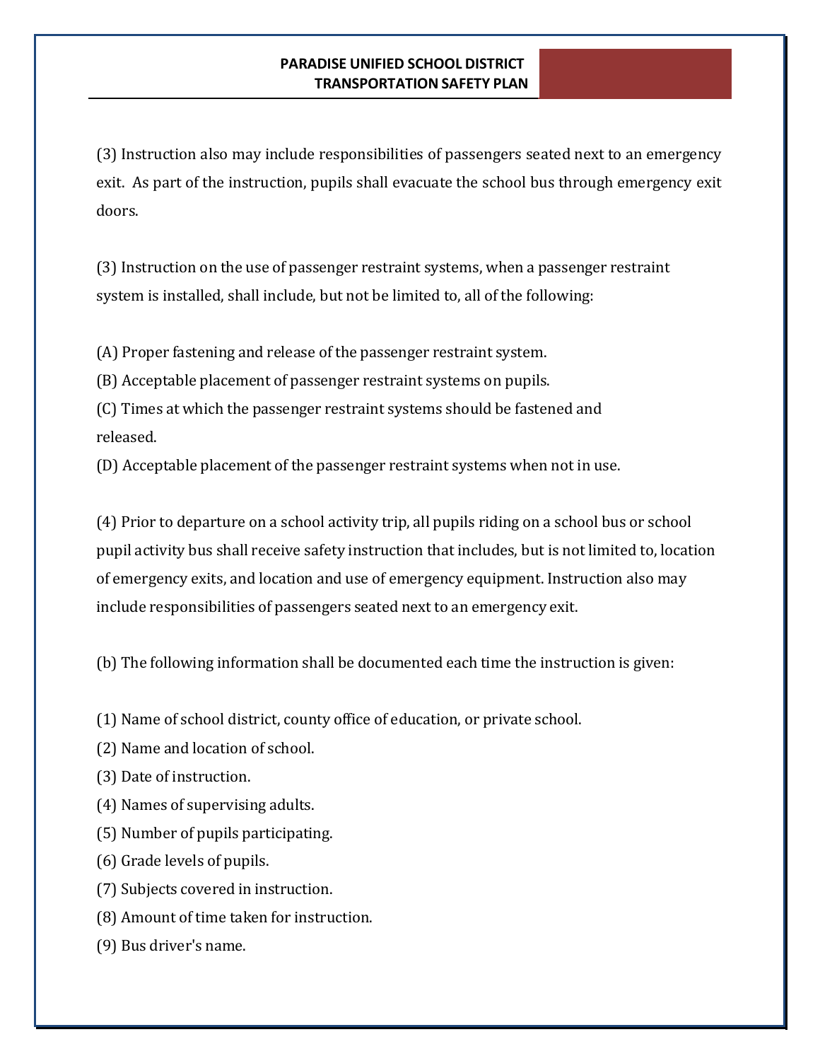(3) Instruction also may include responsibilities of passengers seated next to an emergency exit. As part of the instruction, pupils shall evacuate the school bus through emergency exit doors.

(3) Instruction on the use of passenger restraint systems, when a passenger restraint system is installed, shall include, but not be limited to, all of the following:

(A) Proper fastening and release of the passenger restraint system.
(B) Acceptable placement of passenger restraint systems on pupils.
(C) Times at which the passenger restraint systems should be fastened and released.
(D) Acceptable placement of the passenger restraint systems when not in use.

(4) Prior to departure on a school activity trip, all pupils riding on a school bus or school pupil activity bus shall receive safety instruction that includes, but is not limited to, location of emergency exits, and location and use of emergency equipment. Instruction also may include responsibilities of passengers seated next to an emergency exit.

(b) The following information shall be documented each time the instruction is given:

(1) Name of school district, county office of education, or private school.
(2) Name and location of school.
(3) Date of instruction.
(4) Names of supervising adults.
(5) Number of pupils participating.
(6) Grade levels of pupils.
(7) Subjects covered in instruction.
(8) Amount of time taken for instruction.
(9) Bus driver's name.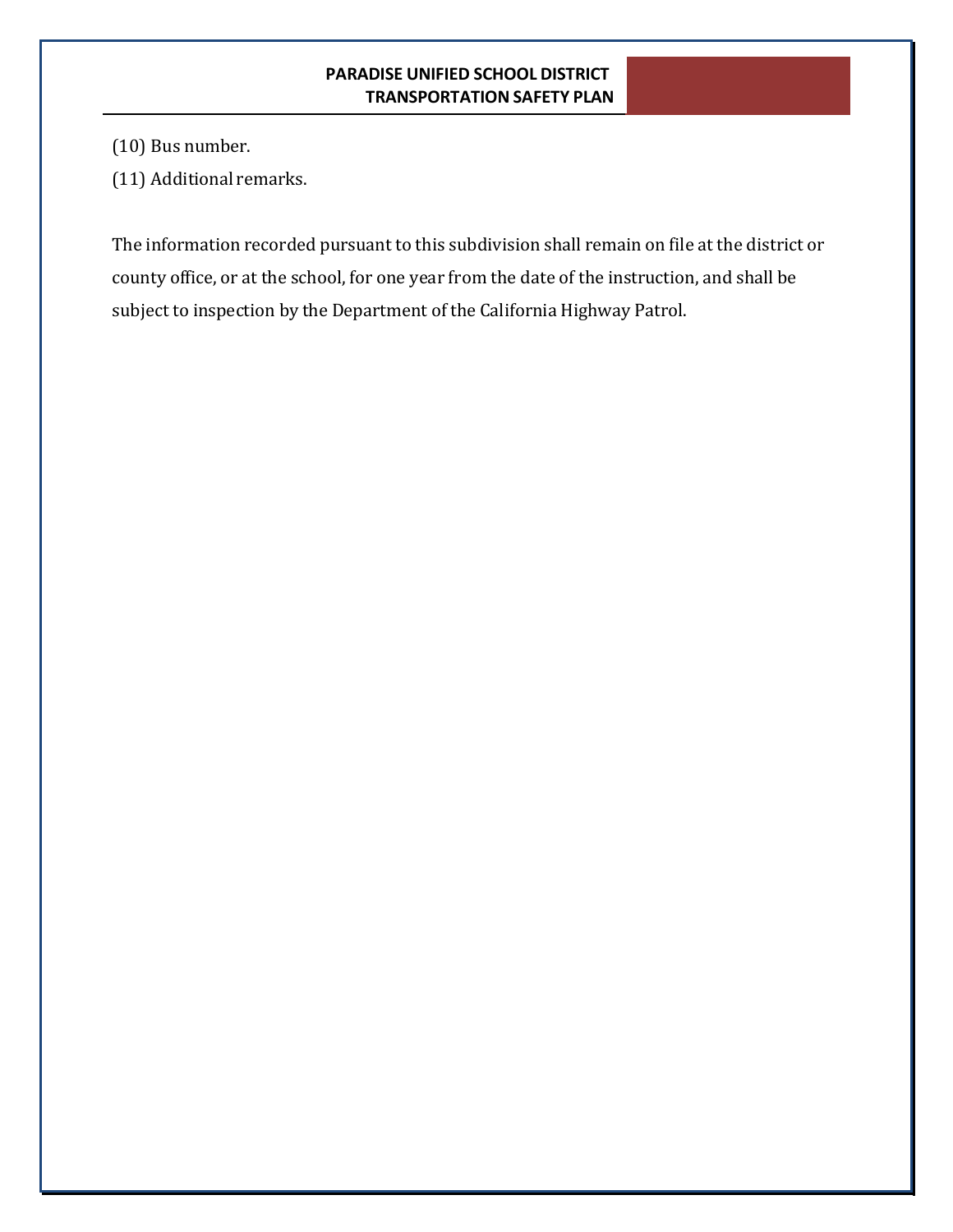(10) Bus number.

(11) Additional remarks.

The information recorded pursuant to this subdivision shall remain on file at the district or county office, or at the school, for one year from the date of the instruction, and shall be subject to inspection by the Department of the California Highway Patrol.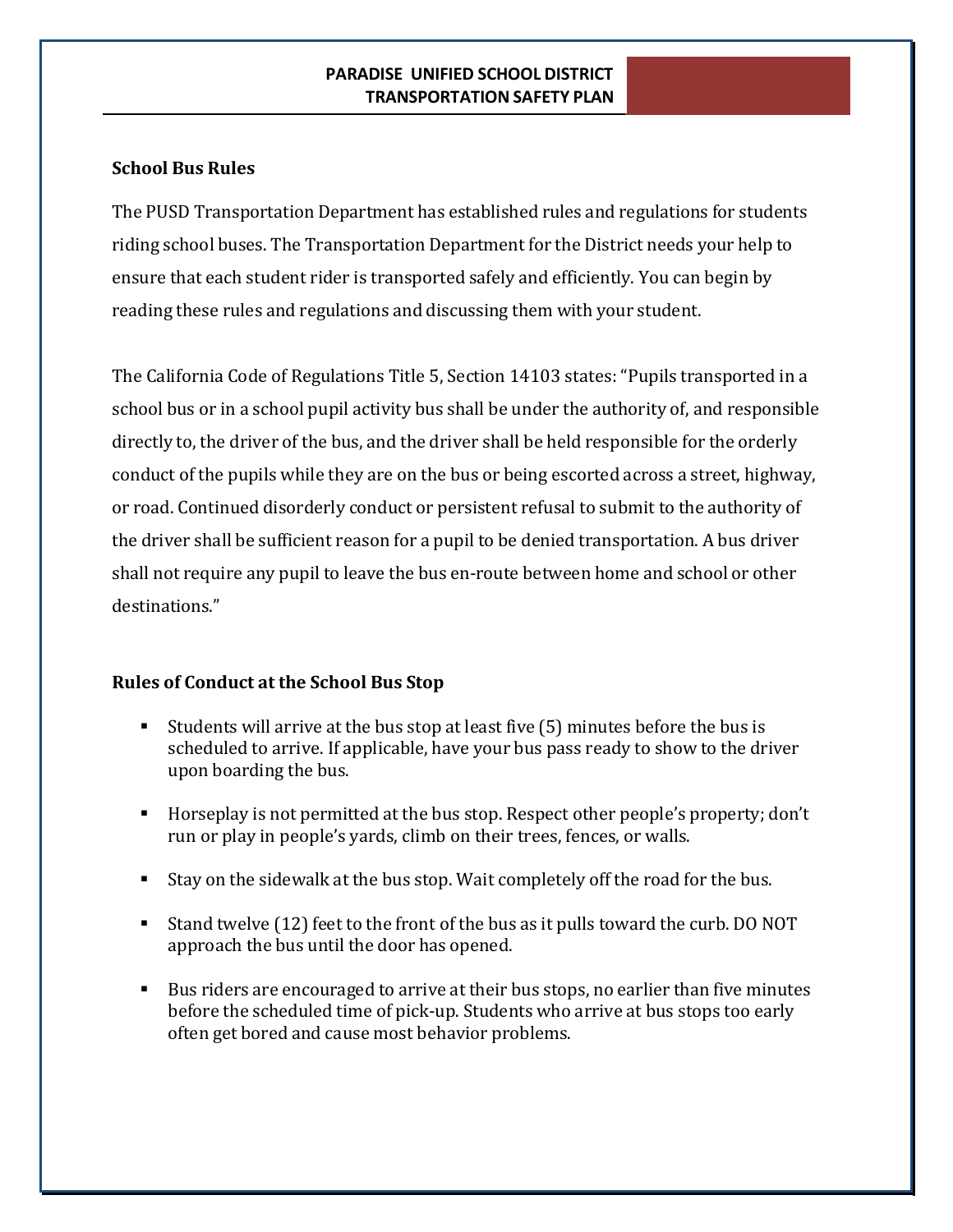## School Bus Rules

The PUSD Transportation Department has established rules and regulations for students riding school buses. The Transportation Department for the District needs your help to ensure that each student rider is transported safely and efficiently. You can begin by reading these rules and regulations and discussing them with your student.

The California Code of Regulations Title 5, Section 14103 states: "Pupils transported in a school bus or in a school pupil activity bus shall be under the authority of, and responsible directly to, the driver of the bus, and the driver shall be held responsible for the orderly conduct of the pupils while they are on the bus or being escorted across a street, highway, or road. Continued disorderly conduct or persistent refusal to submit to the authority of the driver shall be sufficient reason for a pupil to be denied transportation. A bus driver shall not require any pupil to leave the bus en-route between home and school or other destinations."

## Rules of Conduct at the School Bus Stop

- Students will arrive at the bus stop at least five (5) minutes before the bus is scheduled to arrive. If applicable, have your bus pass ready to show to the driver upon boarding the bus.
- Horseplay is not permitted at the bus stop. Respect other people's property; don't run or play in people's yards, climb on their trees, fences, or walls.
- Stay on the sidewalk at the bus stop. Wait completely off the road for the bus.
- Stand twelve (12) feet to the front of the bus as it pulls toward the curb. DO NOT approach the bus until the door has opened.
- Bus riders are encouraged to arrive at their bus stops, no earlier than five minutes before the scheduled time of pick-up. Students who arrive at bus stops too early often get bored and cause most behavior problems.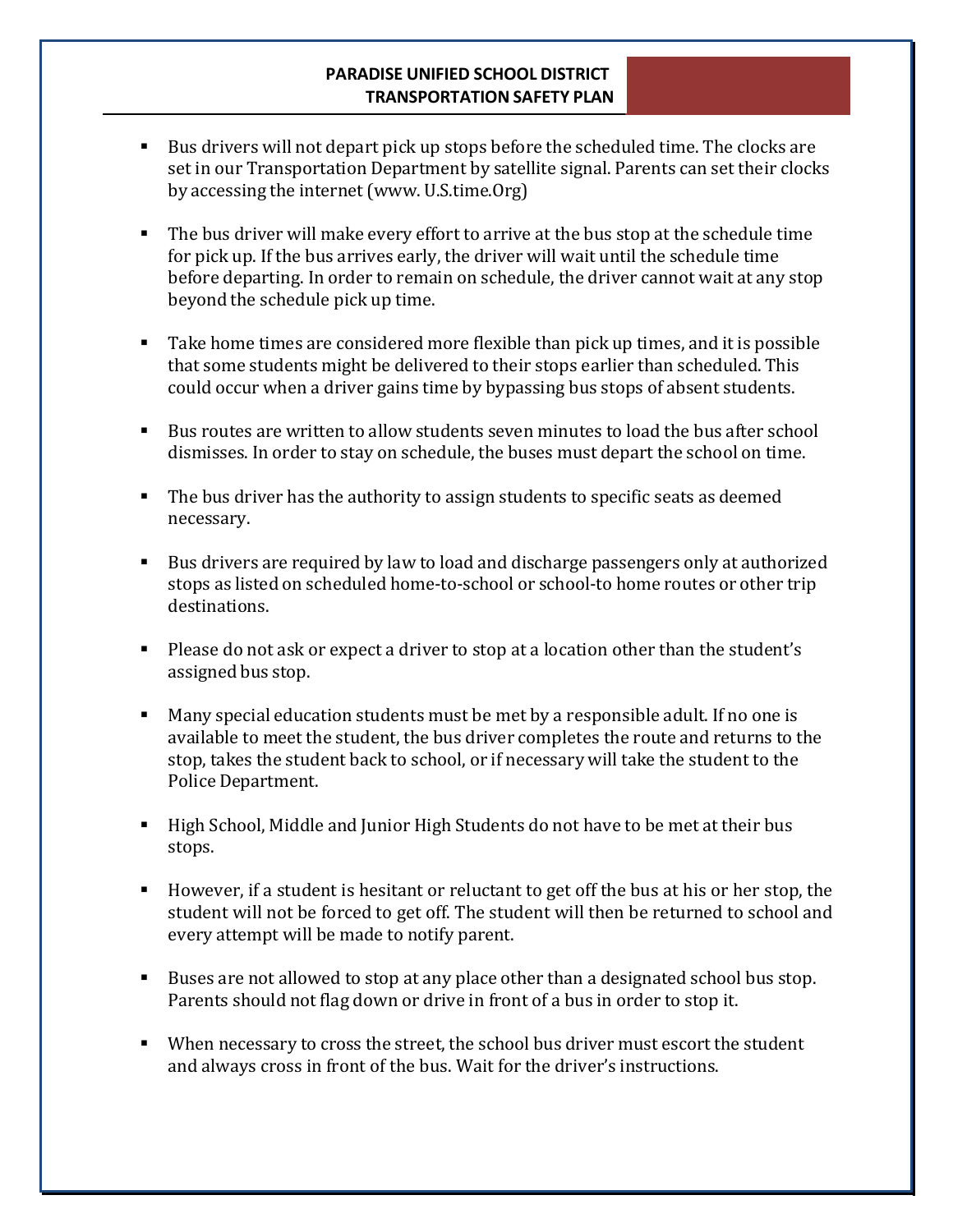- Bus drivers will not depart pick up stops before the scheduled time. The clocks are set in our Transportation Department by satellite signal. Parents can set their clocks by accessing the internet (www. U.S.time.Org)

- The bus driver will make every effort to arrive at the bus stop at the schedule time for pick up. If the bus arrives early, the driver will wait until the schedule time before departing. In order to remain on schedule, the driver cannot wait at any stop beyond the schedule pick up time.

- Take home times are considered more flexible than pick up times, and it is possible that some students might be delivered to their stops earlier than scheduled. This could occur when a driver gains time by bypassing bus stops of absent students.

- Bus routes are written to allow students seven minutes to load the bus after school dismisses. In order to stay on schedule, the buses must depart the school on time.

- The bus driver has the authority to assign students to specific seats as deemed necessary.

- Bus drivers are required by law to load and discharge passengers only at authorized stops as listed on scheduled home-to-school or school-to home routes or other trip destinations.

- Please do not ask or expect a driver to stop at a location other than the student's assigned bus stop.

- Many special education students must be met by a responsible adult. If no one is available to meet the student, the bus driver completes the route and returns to the stop, takes the student back to school, or if necessary will take the student to the Police Department.

- High School, Middle and Junior High Students do not have to be met at their bus stops.

- However, if a student is hesitant or reluctant to get off the bus at his or her stop, the student will not be forced to get off. The student will then be returned to school and every attempt will be made to notify parent.

- Buses are not allowed to stop at any place other than a designated school bus stop. Parents should not flag down or drive in front of a bus in order to stop it.

- When necessary to cross the street, the school bus driver must escort the student and always cross in front of the bus. Wait for the driver's instructions.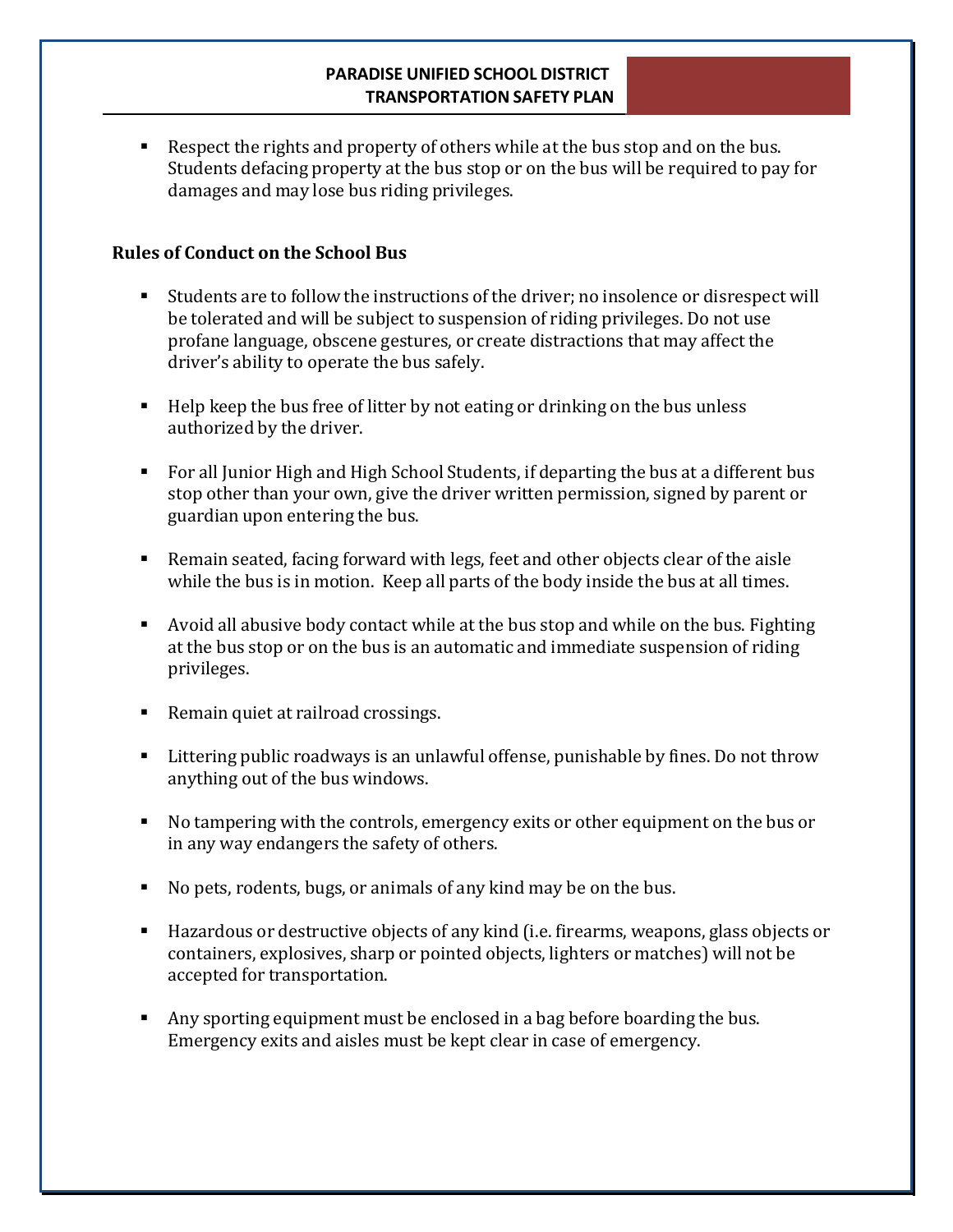- Respect the rights and property of others while at the bus stop and on the bus. Students defacing property at the bus stop or on the bus will be required to pay for damages and may lose bus riding privileges.

**Rules of Conduct on the School Bus**

- Students are to follow the instructions of the driver; no insolence or disrespect will be tolerated and will be subject to suspension of riding privileges. Do not use profane language, obscene gestures, or create distractions that may affect the driver's ability to operate the bus safely.

- Help keep the bus free of litter by not eating or drinking on the bus unless authorized by the driver.

- For all Junior High and High School Students, if departing the bus at a different bus stop other than your own, give the driver written permission, signed by parent or guardian upon entering the bus.

- Remain seated, facing forward with legs, feet and other objects clear of the aisle while the bus is in motion. Keep all parts of the body inside the bus at all times.

- Avoid all abusive body contact while at the bus stop and while on the bus. Fighting at the bus stop or on the bus is an automatic and immediate suspension of riding privileges.

- Remain quiet at railroad crossings.

- Littering public roadways is an unlawful offense, punishable by fines. Do not throw anything out of the bus windows.

- No tampering with the controls, emergency exits or other equipment on the bus or in any way endangers the safety of others.

- No pets, rodents, bugs, or animals of any kind may be on the bus.

- Hazardous or destructive objects of any kind (i.e. firearms, weapons, glass objects or containers, explosives, sharp or pointed objects, lighters or matches) will not be accepted for transportation.

- Any sporting equipment must be enclosed in a bag before boarding the bus. Emergency exits and aisles must be kept clear in case of emergency.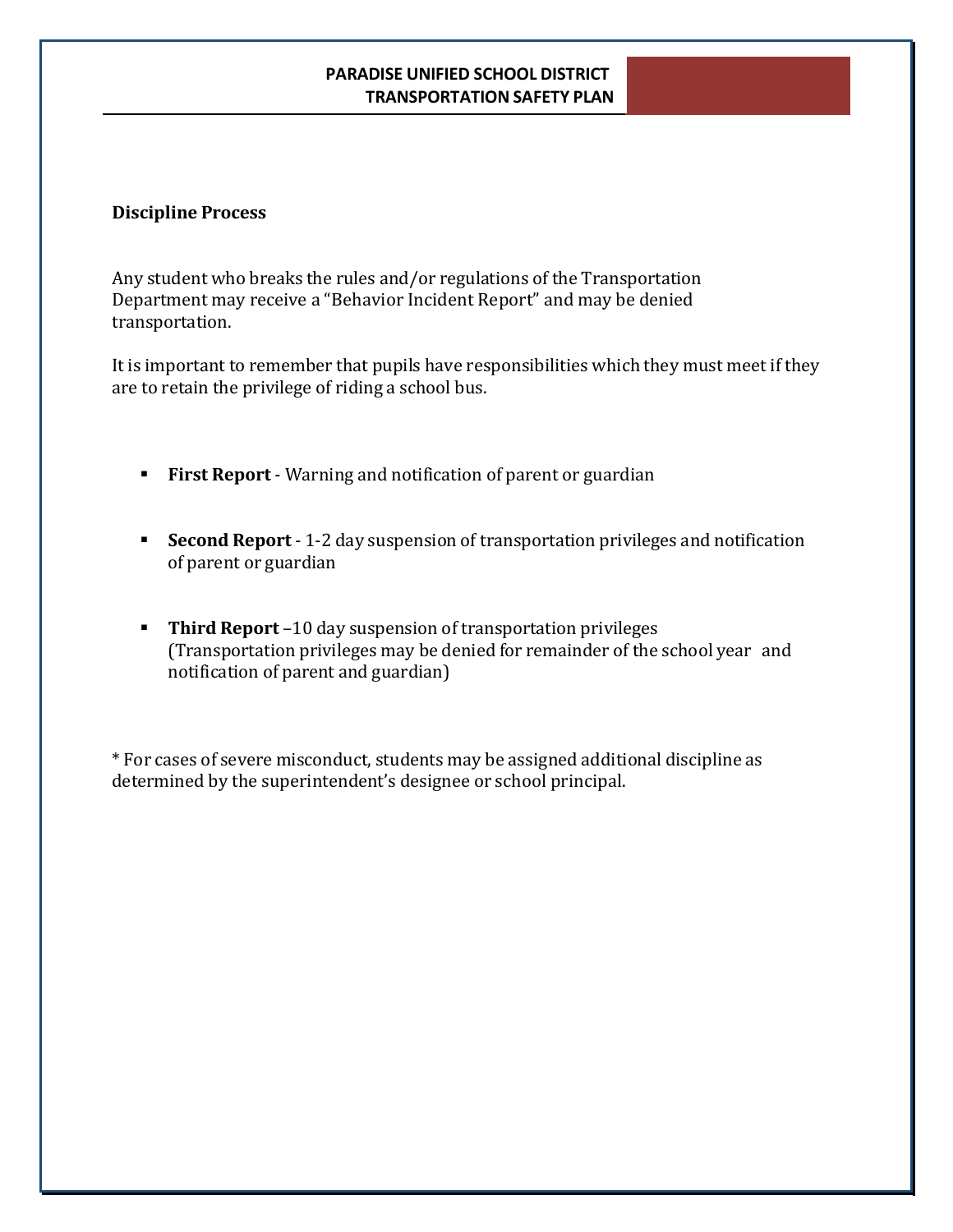## Discipline Process

Any student who breaks the rules and/or regulations of the Transportation Department may receive a "Behavior Incident Report" and may be denied transportation.

It is important to remember that pupils have responsibilities which they must meet if they are to retain the privilege of riding a school bus.

- **First Report** - Warning and notification of parent or guardian
- **Second Report** - 1-2 day suspension of transportation privileges and notification of parent or guardian
- **Third Report** –10 day suspension of transportation privileges (Transportation privileges may be denied for remainder of the school year and notification of parent and guardian)

* For cases of severe misconduct, students may be assigned additional discipline as determined by the superintendent's designee or school principal.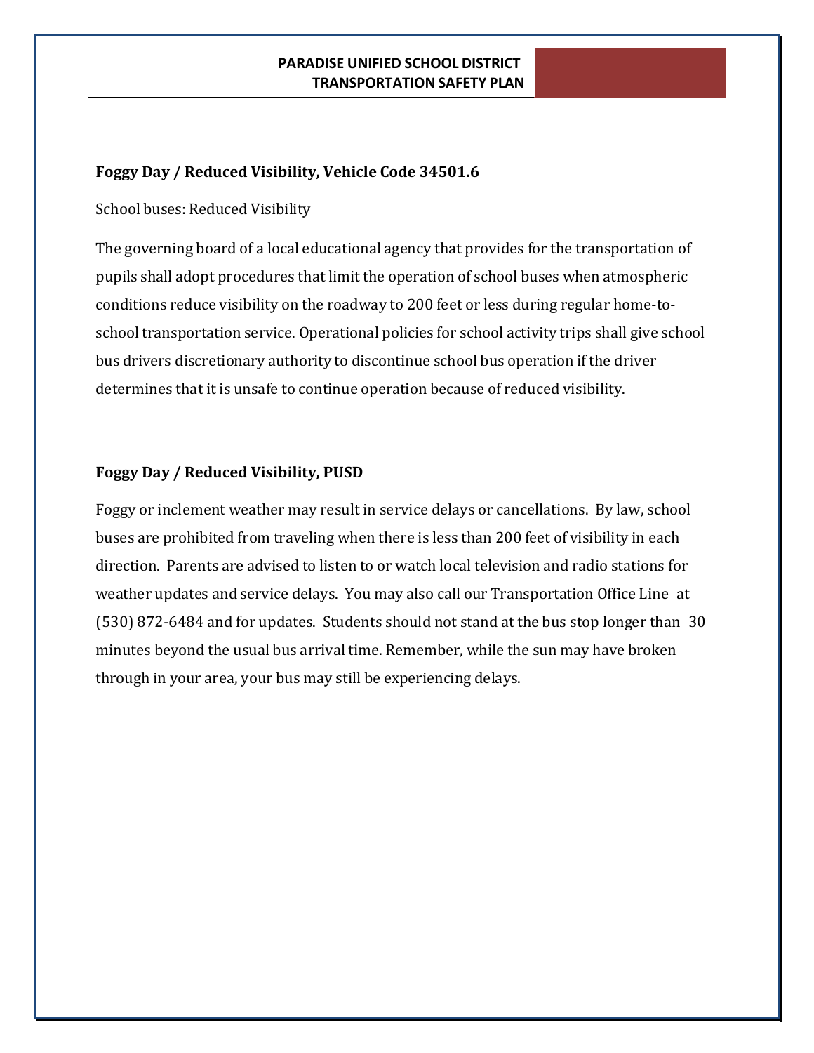**Foggy Day / Reduced Visibility, Vehicle Code 34501.6**

School buses: Reduced Visibility

The governing board of a local educational agency that provides for the transportation of pupils shall adopt procedures that limit the operation of school buses when atmospheric conditions reduce visibility on the roadway to 200 feet or less during regular home-to-school transportation service. Operational policies for school activity trips shall give school bus drivers discretionary authority to discontinue school bus operation if the driver determines that it is unsafe to continue operation because of reduced visibility.

**Foggy Day / Reduced Visibility, PUSD**

Foggy or inclement weather may result in service delays or cancellations. By law, school buses are prohibited from traveling when there is less than 200 feet of visibility in each direction. Parents are advised to listen to or watch local television and radio stations for weather updates and service delays. You may also call our Transportation Office Line at (530) 872-6484 and for updates. Students should not stand at the bus stop longer than 30 minutes beyond the usual bus arrival time. Remember, while the sun may have broken through in your area, your bus may still be experiencing delays.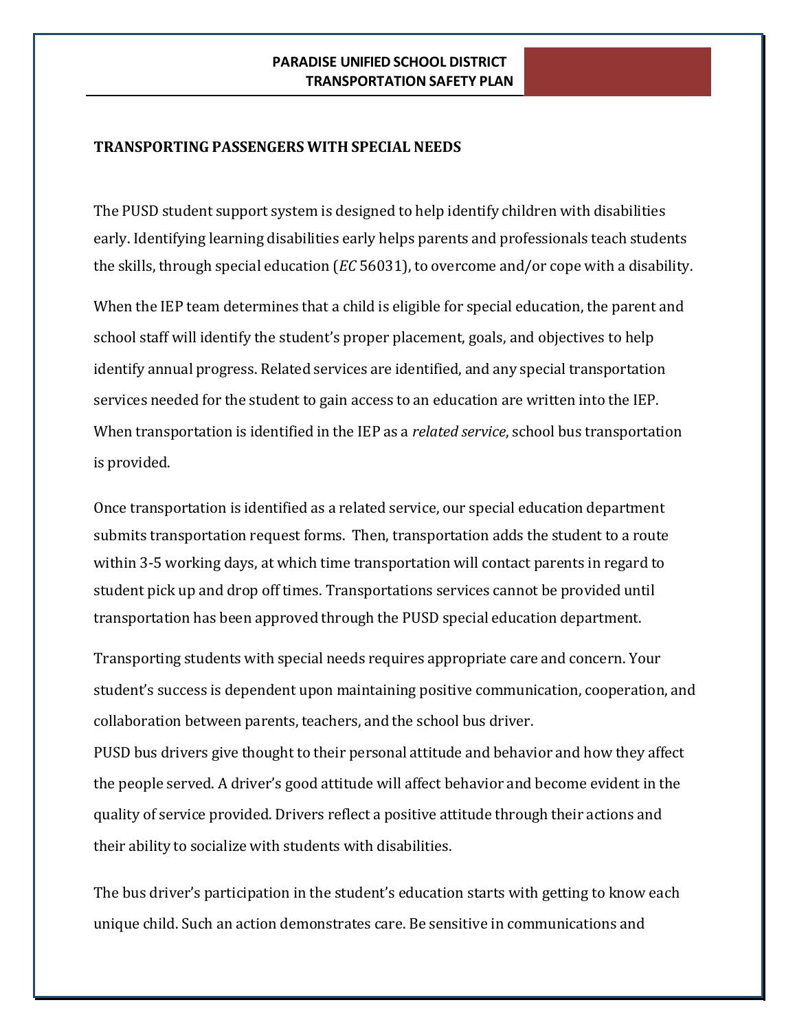## TRANSPORTING PASSENGERS WITH SPECIAL NEEDS

The PUSD student support system is designed to help identify children with disabilities early. Identifying learning disabilities early helps parents and professionals teach students the skills, through special education (*EC* 56031), to overcome and/or cope with a disability.

When the IEP team determines that a child is eligible for special education, the parent and school staff will identify the student's proper placement, goals, and objectives to help identify annual progress. Related services are identified, and any special transportation services needed for the student to gain access to an education are written into the IEP. When transportation is identified in the IEP as a *related service*, school bus transportation is provided.

Once transportation is identified as a related service, our special education department submits transportation request forms. Then, transportation adds the student to a route within 3-5 working days, at which time transportation will contact parents in regard to student pick up and drop off times. Transportations services cannot be provided until transportation has been approved through the PUSD special education department.

Transporting students with special needs requires appropriate care and concern. Your student's success is dependent upon maintaining positive communication, cooperation, and collaboration between parents, teachers, and the school bus driver.
PUSD bus drivers give thought to their personal attitude and behavior and how they affect the people served. A driver's good attitude will affect behavior and become evident in the quality of service provided. Drivers reflect a positive attitude through their actions and their ability to socialize with students with disabilities.

The bus driver's participation in the student's education starts with getting to know each unique child. Such an action demonstrates care. Be sensitive in communications and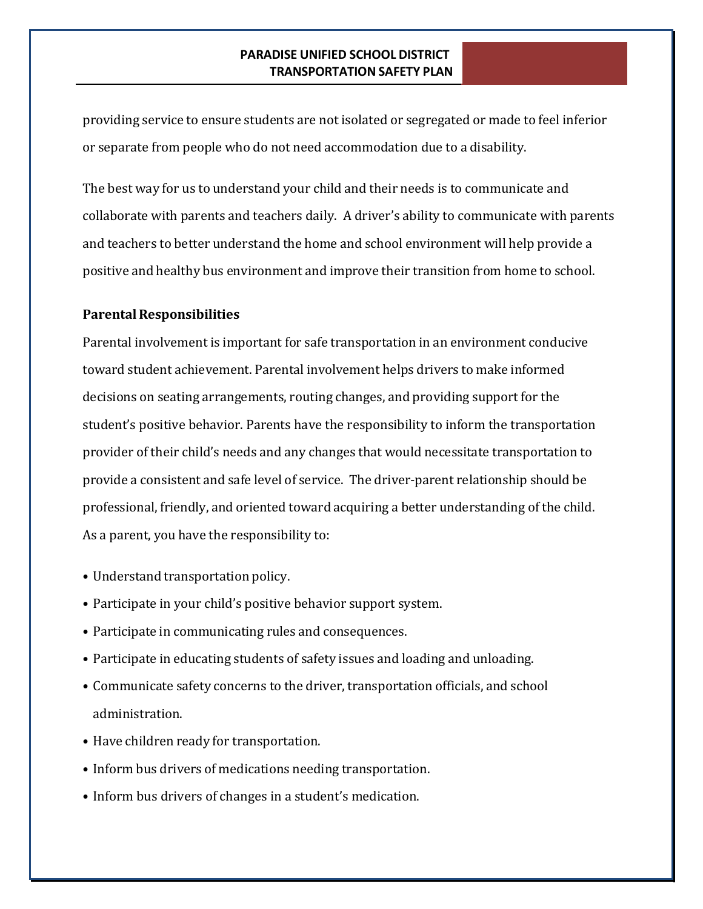providing service to ensure students are not isolated or segregated or made to feel inferior or separate from people who do not need accommodation due to a disability.

The best way for us to understand your child and their needs is to communicate and collaborate with parents and teachers daily. A driver's ability to communicate with parents and teachers to better understand the home and school environment will help provide a positive and healthy bus environment and improve their transition from home to school.

**Parental Responsibilities**

Parental involvement is important for safe transportation in an environment conducive toward student achievement. Parental involvement helps drivers to make informed decisions on seating arrangements, routing changes, and providing support for the student's positive behavior. Parents have the responsibility to inform the transportation provider of their child's needs and any changes that would necessitate transportation to provide a consistent and safe level of service. The driver-parent relationship should be professional, friendly, and oriented toward acquiring a better understanding of the child. As a parent, you have the responsibility to:

- Understand transportation policy.
- Participate in your child's positive behavior support system.
- Participate in communicating rules and consequences.
- Participate in educating students of safety issues and loading and unloading.
- Communicate safety concerns to the driver, transportation officials, and school administration.
- Have children ready for transportation.
- Inform bus drivers of medications needing transportation.
- Inform bus drivers of changes in a student's medication.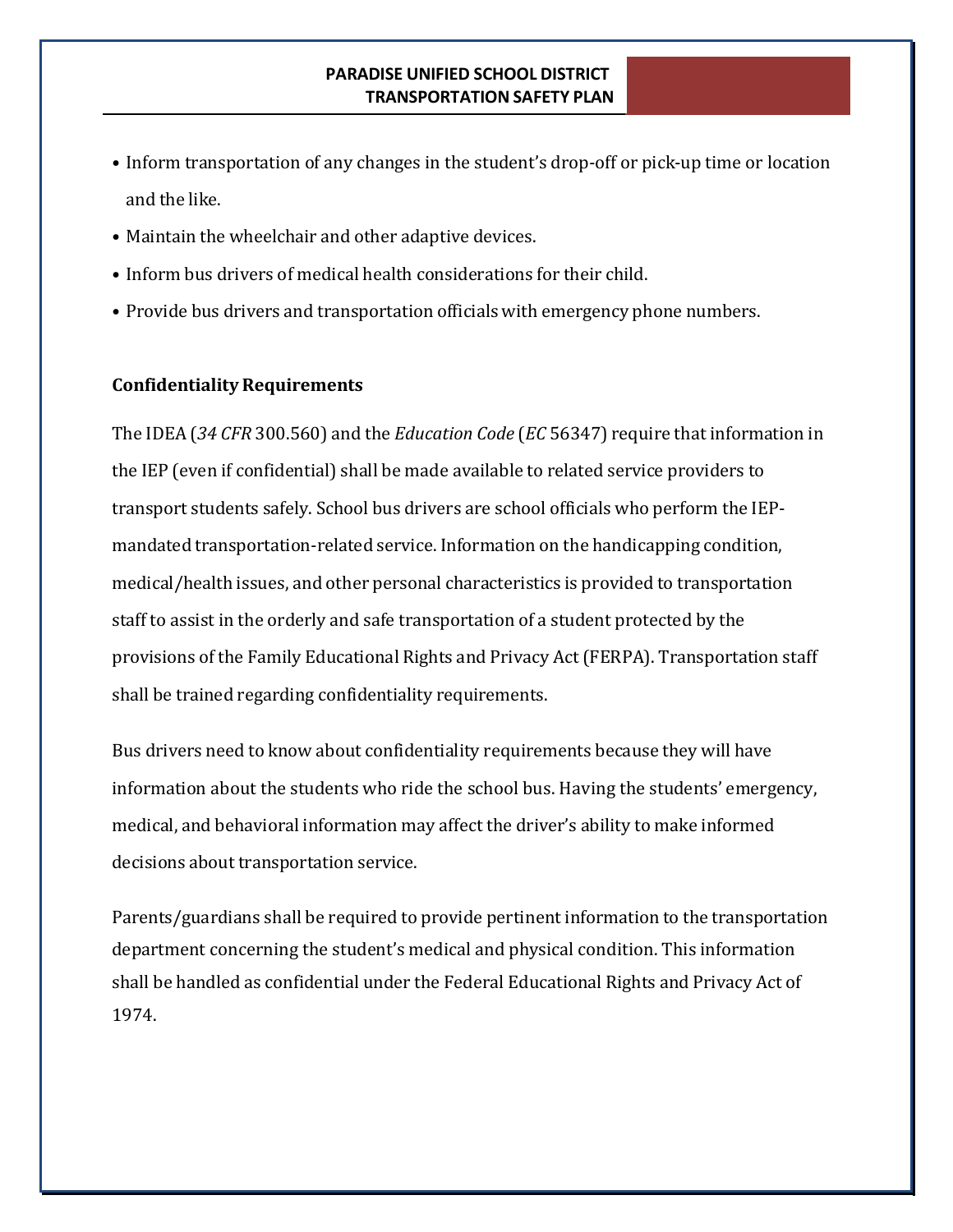- Inform transportation of any changes in the student's drop-off or pick-up time or location and the like.
- Maintain the wheelchair and other adaptive devices.
- Inform bus drivers of medical health considerations for their child.
- Provide bus drivers and transportation officials with emergency phone numbers.

**Confidentiality Requirements**

The IDEA (*34 CFR* 300.560) and the *Education Code* (*EC* 56347) require that information in the IEP (even if confidential) shall be made available to related service providers to transport students safely. School bus drivers are school officials who perform the IEP-mandated transportation-related service. Information on the handicapping condition, medical/health issues, and other personal characteristics is provided to transportation staff to assist in the orderly and safe transportation of a student protected by the provisions of the Family Educational Rights and Privacy Act (FERPA). Transportation staff shall be trained regarding confidentiality requirements.

Bus drivers need to know about confidentiality requirements because they will have information about the students who ride the school bus. Having the students' emergency, medical, and behavioral information may affect the driver's ability to make informed decisions about transportation service.

Parents/guardians shall be required to provide pertinent information to the transportation department concerning the student's medical and physical condition. This information shall be handled as confidential under the Federal Educational Rights and Privacy Act of 1974.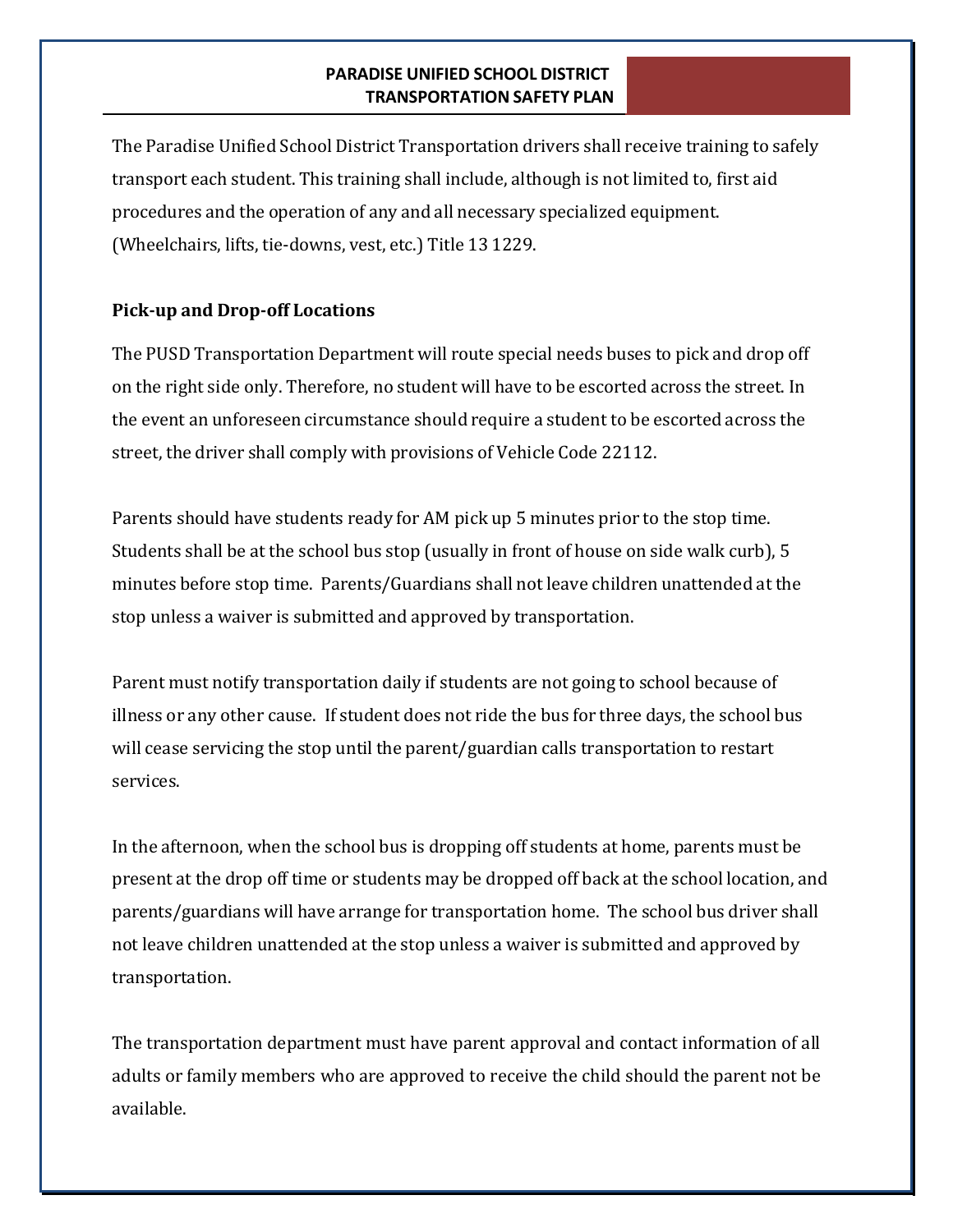The Paradise Unified School District Transportation drivers shall receive training to safely transport each student. This training shall include, although is not limited to, first aid procedures and the operation of any and all necessary specialized equipment. (Wheelchairs, lifts, tie-downs, vest, etc.) Title 13 1229.

**Pick-up and Drop-off Locations**

The PUSD Transportation Department will route special needs buses to pick and drop off on the right side only. Therefore, no student will have to be escorted across the street. In the event an unforeseen circumstance should require a student to be escorted across the street, the driver shall comply with provisions of Vehicle Code 22112.

Parents should have students ready for AM pick up 5 minutes prior to the stop time. Students shall be at the school bus stop (usually in front of house on side walk curb), 5 minutes before stop time. Parents/Guardians shall not leave children unattended at the stop unless a waiver is submitted and approved by transportation.

Parent must notify transportation daily if students are not going to school because of illness or any other cause. If student does not ride the bus for three days, the school bus will cease servicing the stop until the parent/guardian calls transportation to restart services.

In the afternoon, when the school bus is dropping off students at home, parents must be present at the drop off time or students may be dropped off back at the school location, and parents/guardians will have arrange for transportation home. The school bus driver shall not leave children unattended at the stop unless a waiver is submitted and approved by transportation.

The transportation department must have parent approval and contact information of all adults or family members who are approved to receive the child should the parent not be available.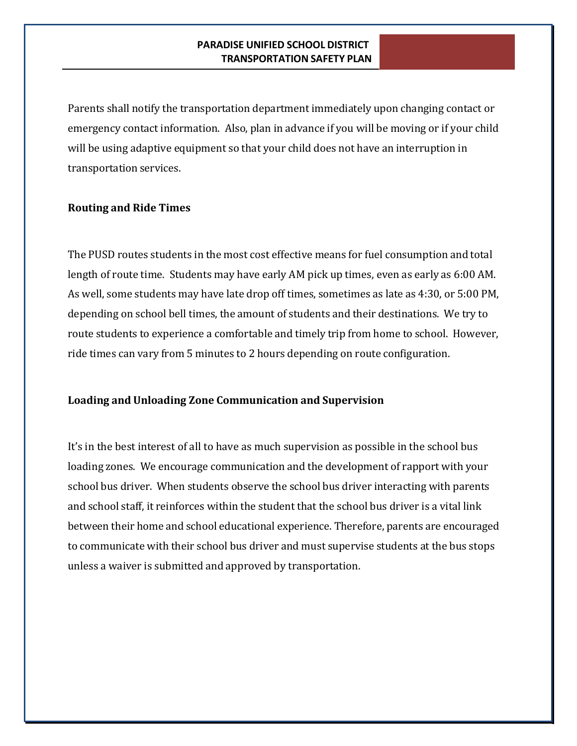Parents shall notify the transportation department immediately upon changing contact or emergency contact information. Also, plan in advance if you will be moving or if your child will be using adaptive equipment so that your child does not have an interruption in transportation services.

**Routing and Ride Times**

The PUSD routes students in the most cost effective means for fuel consumption and total length of route time. Students may have early AM pick up times, even as early as 6:00 AM. As well, some students may have late drop off times, sometimes as late as 4:30, or 5:00 PM, depending on school bell times, the amount of students and their destinations. We try to route students to experience a comfortable and timely trip from home to school. However, ride times can vary from 5 minutes to 2 hours depending on route configuration.

**Loading and Unloading Zone Communication and Supervision**

It's in the best interest of all to have as much supervision as possible in the school bus loading zones. We encourage communication and the development of rapport with your school bus driver. When students observe the school bus driver interacting with parents and school staff, it reinforces within the student that the school bus driver is a vital link between their home and school educational experience. Therefore, parents are encouraged to communicate with their school bus driver and must supervise students at the bus stops unless a waiver is submitted and approved by transportation.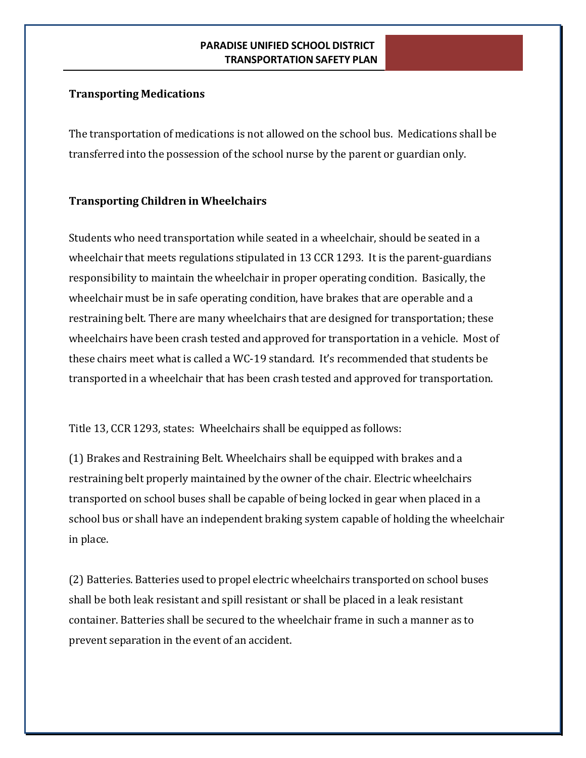## Transporting Medications

The transportation of medications is not allowed on the school bus. Medications shall be transferred into the possession of the school nurse by the parent or guardian only.

## Transporting Children in Wheelchairs

Students who need transportation while seated in a wheelchair, should be seated in a wheelchair that meets regulations stipulated in 13 CCR 1293. It is the parent-guardians responsibility to maintain the wheelchair in proper operating condition. Basically, the wheelchair must be in safe operating condition, have brakes that are operable and a restraining belt. There are many wheelchairs that are designed for transportation; these wheelchairs have been crash tested and approved for transportation in a vehicle. Most of these chairs meet what is called a WC-19 standard. It's recommended that students be transported in a wheelchair that has been crash tested and approved for transportation.

Title 13, CCR 1293, states: Wheelchairs shall be equipped as follows:

(1) Brakes and Restraining Belt. Wheelchairs shall be equipped with brakes and a restraining belt properly maintained by the owner of the chair. Electric wheelchairs transported on school buses shall be capable of being locked in gear when placed in a school bus or shall have an independent braking system capable of holding the wheelchair in place.

(2) Batteries. Batteries used to propel electric wheelchairs transported on school buses shall be both leak resistant and spill resistant or shall be placed in a leak resistant container. Batteries shall be secured to the wheelchair frame in such a manner as to prevent separation in the event of an accident.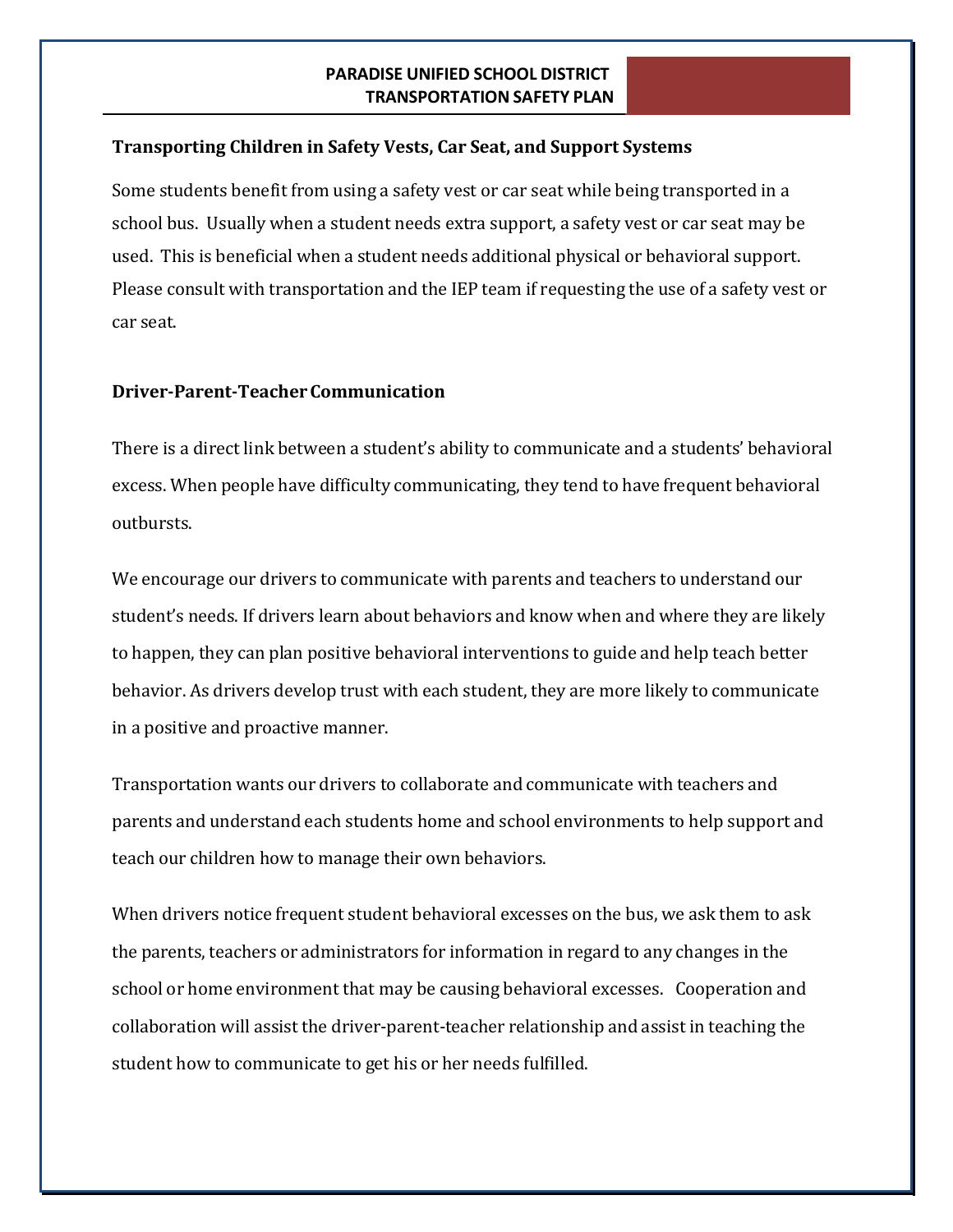### Transporting Children in Safety Vests, Car Seat, and Support Systems

Some students benefit from using a safety vest or car seat while being transported in a school bus. Usually when a student needs extra support, a safety vest or car seat may be used. This is beneficial when a student needs additional physical or behavioral support. Please consult with transportation and the IEP team if requesting the use of a safety vest or car seat.

### Driver-Parent-Teacher Communication

There is a direct link between a student's ability to communicate and a students' behavioral excess. When people have difficulty communicating, they tend to have frequent behavioral outbursts.

We encourage our drivers to communicate with parents and teachers to understand our student's needs. If drivers learn about behaviors and know when and where they are likely to happen, they can plan positive behavioral interventions to guide and help teach better behavior. As drivers develop trust with each student, they are more likely to communicate in a positive and proactive manner.

Transportation wants our drivers to collaborate and communicate with teachers and parents and understand each students home and school environments to help support and teach our children how to manage their own behaviors.

When drivers notice frequent student behavioral excesses on the bus, we ask them to ask the parents, teachers or administrators for information in regard to any changes in the school or home environment that may be causing behavioral excesses. Cooperation and collaboration will assist the driver-parent-teacher relationship and assist in teaching the student how to communicate to get his or her needs fulfilled.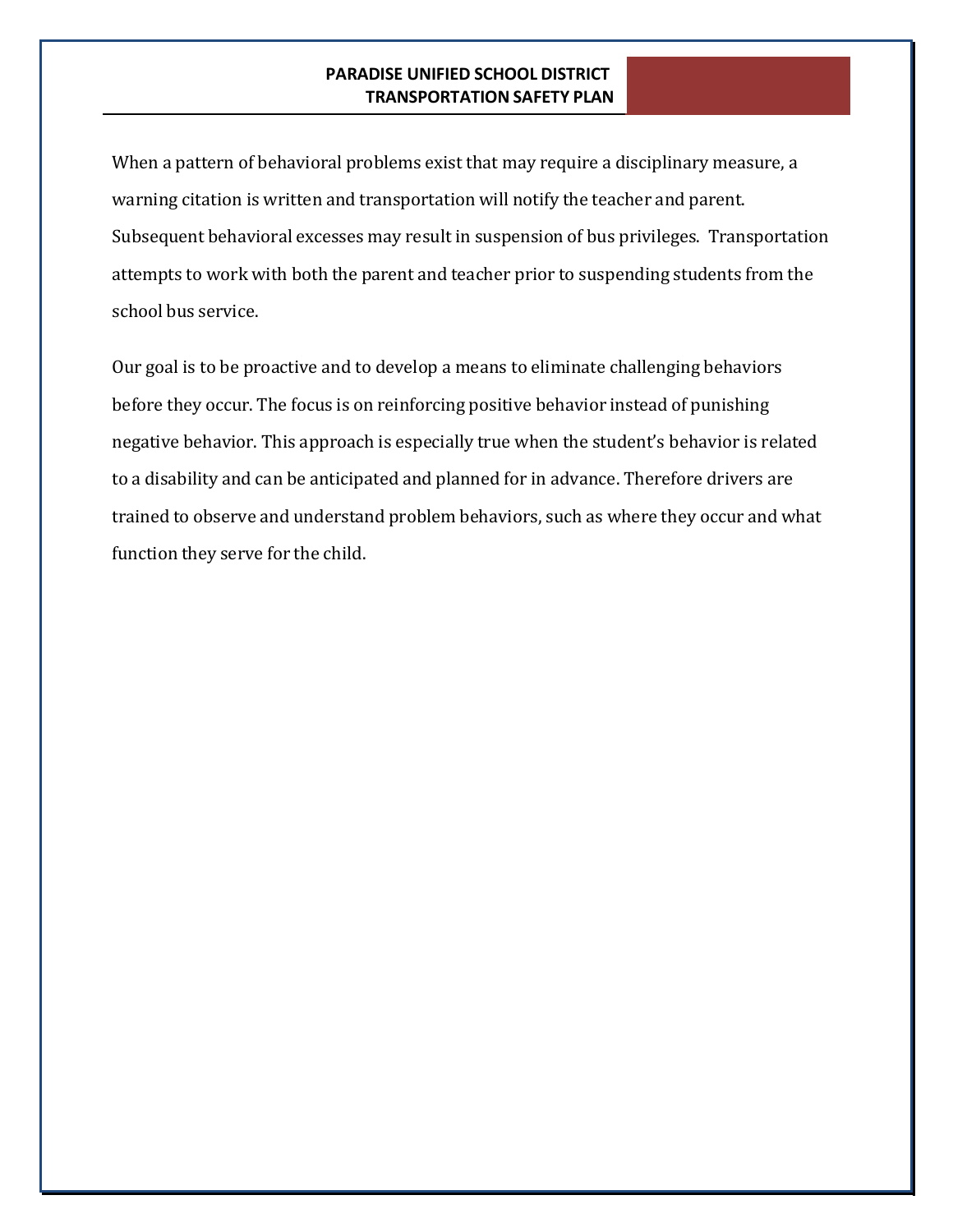When a pattern of behavioral problems exist that may require a disciplinary measure, a warning citation is written and transportation will notify the teacher and parent. Subsequent behavioral excesses may result in suspension of bus privileges. Transportation attempts to work with both the parent and teacher prior to suspending students from the school bus service.

Our goal is to be proactive and to develop a means to eliminate challenging behaviors before they occur. The focus is on reinforcing positive behavior instead of punishing negative behavior. This approach is especially true when the student's behavior is related to a disability and can be anticipated and planned for in advance. Therefore drivers are trained to observe and understand problem behaviors, such as where they occur and what function they serve for the child.